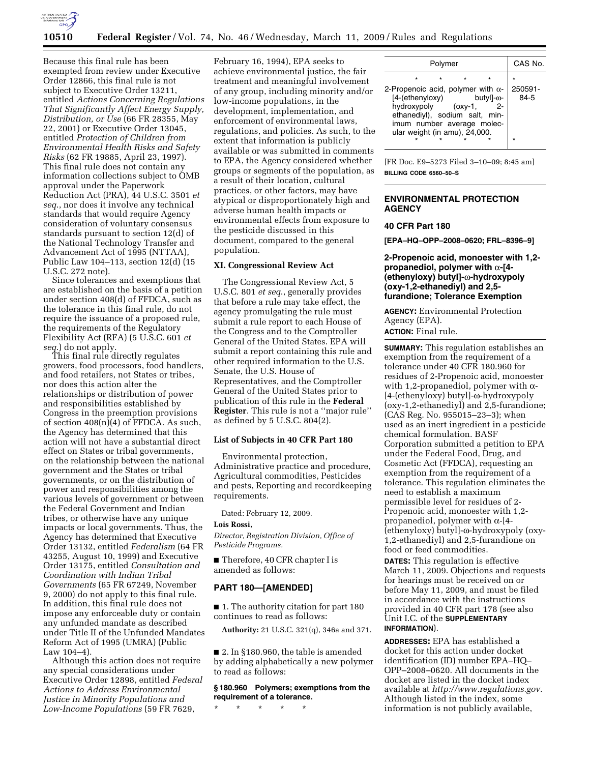Because this final rule has been exempted from review under Executive Order 12866, this final rule is not subject to Executive Order 13211, entitled *Actions Concerning Regulations That Significantly Affect Energy Supply, Distribution, or Use* (66 FR 28355, May 22, 2001) or Executive Order 13045, entitled *Protection of Children from Environmental Health Risks and Safety Risks* (62 FR 19885, April 23, 1997). This final rule does not contain any information collections subject to OMB approval under the Paperwork Reduction Act (PRA), 44 U.S.C. 3501 *et seq.*, nor does it involve any technical standards that would require Agency consideration of voluntary consensus standards pursuant to section 12(d) of the National Technology Transfer and Advancement Act of 1995 (NTTAA), Public Law 104–113, section 12(d) (15 U.S.C. 272 note).

Since tolerances and exemptions that are established on the basis of a petition under section 408(d) of FFDCA, such as the tolerance in this final rule, do not require the issuance of a proposed rule, the requirements of the Regulatory Flexibility Act (RFA) (5 U.S.C. 601 *et seq.*) do not apply.

This final rule directly regulates growers, food processors, food handlers, and food retailers, not States or tribes, nor does this action alter the relationships or distribution of power and responsibilities established by Congress in the preemption provisions of section 408(n)(4) of FFDCA. As such, the Agency has determined that this action will not have a substantial direct effect on States or tribal governments, on the relationship between the national government and the States or tribal governments, or on the distribution of power and responsibilities among the various levels of government or between the Federal Government and Indian tribes, or otherwise have any unique impacts or local governments. Thus, the Agency has determined that Executive Order 13132, entitled *Federalism* (64 FR 43255, August 10, 1999) and Executive Order 13175, entitled *Consultation and Coordination with Indian Tribal Governments* (65 FR 67249, November 9, 2000) do not apply to this final rule. In addition, this final rule does not impose any enforceable duty or contain any unfunded mandate as described under Title II of the Unfunded Mandates Reform Act of 1995 (UMRA) (Public Law 104–4).

Although this action does not require any special considerations under Executive Order 12898, entitled *Federal Actions to Address Environmental Justice in Minority Populations and Low-Income Populations* (59 FR 7629, February 16, 1994), EPA seeks to achieve environmental justice, the fair treatment and meaningful involvement of any group, including minority and/or low-income populations, in the development, implementation, and enforcement of environmental laws, regulations, and policies. As such, to the extent that information is publicly available or was submitted in comments to EPA, the Agency considered whether groups or segments of the population, as a result of their location, cultural practices, or other factors, may have atypical or disproportionately high and adverse human health impacts or environmental effects from exposure to the pesticide discussed in this document, compared to the general population.

## XI. Congressional Review Act

The Congressional Review Act, 5 U.S.C. 801 *et seq.*, generally provides that before a rule may take effect, the agency promulgating the rule must submit a rule report to each House of the Congress and to the Comptroller General of the United States. EPA will submit a report containing this rule and other required information to the U.S. Senate, the U.S. House of Representatives, and the Comptroller General of the United States prior to publication of this rule in the **Federal Register**. This rule is not a ''major rule'' as defined by 5 U.S.C. 804(2).

### List of Subjects in 40 CFR Part 180

Environmental protection, Administrative practice and procedure, Agricultural commodities, Pesticides and pests, Reporting and recordkeeping requirements.

Dated: February 12, 2009.

**Lois Rossi,**

*Director, Registration Division, Office of Pesticide Programs.*

■ Therefore, 40 CFR chapter I is amended as follows:

## PART 180—[AMENDED]

■ 1. The authority citation for part 180 continues to read as follows:

**Authority:** 21 U.S.C. 321(q), 346a and 371.

■ 2. In §180.960, the table is amended by adding alphabetically a new polymer to read as follows:

### §180.960 Polymers; exemptions from the requirement of a tolerance.

\* \* \* \* \*

| Polymer | CAS No. |
|---|---|
| \* \* \* \* | \* |
| 2-Propenoic acid, polymer with α-[4-(ethenyloxy) butyl]-ω-hydroxypoly (oxy-1, 2-ethanediyl), sodium salt, minimum number average molecular weight (in amu), 24,000. | 250591-84-5 |
| \* \* \* \* | \* |

[FR Doc. E9–5273 Filed 3–10–09; 8:45 am]

**BILLING CODE 6560–50–S**

## ENVIRONMENTAL PROTECTION AGENCY

### 40 CFR Part 180

**[EPA–HQ–OPP–2008–0620; FRL–8396–9]**

### 2-Propenoic acid, monoester with 1,2-propanediol, polymer with α-[4-(ethenyloxy) butyl]-ω-hydroxypoly (oxy-1,2-ethanediyl) and 2,5-furandione; Tolerance Exemption

**AGENCY:** Environmental Protection Agency (EPA).

**ACTION:** Final rule.

**SUMMARY:** This regulation establishes an exemption from the requirement of a tolerance under 40 CFR 180.960 for residues of 2-Propenoic acid, monoester with 1,2-propanediol, polymer with α-[4-(ethenyloxy) butyl]-ω-hydroxypoly (oxy-1,2-ethanediyl) and 2,5-furandione; (CAS Reg. No. 955015–23–3); when used as an inert ingredient in a pesticide chemical formulation. BASF Corporation submitted a petition to EPA under the Federal Food, Drug, and Cosmetic Act (FFDCA), requesting an exemption from the requirement of a tolerance. This regulation eliminates the need to establish a maximum permissible level for residues of 2-Propenoic acid, monoester with 1,2-propanediol, polymer with α-[4-(ethenyloxy) butyl]-ω-hydroxypoly (oxy-1,2-ethanediyl) and 2,5-furandione on food or feed commodities.

**DATES:** This regulation is effective March 11, 2009. Objections and requests for hearings must be received on or before May 11, 2009, and must be filed in accordance with the instructions provided in 40 CFR part 178 (see also Unit I.C. of the **SUPPLEMENTARY INFORMATION**).

**ADDRESSES:** EPA has established a docket for this action under docket identification (ID) number EPA–HQ–OPP–2008–0620. All documents in the docket are listed in the docket index available at *http://www.regulations.gov*. Although listed in the index, some information is not publicly available,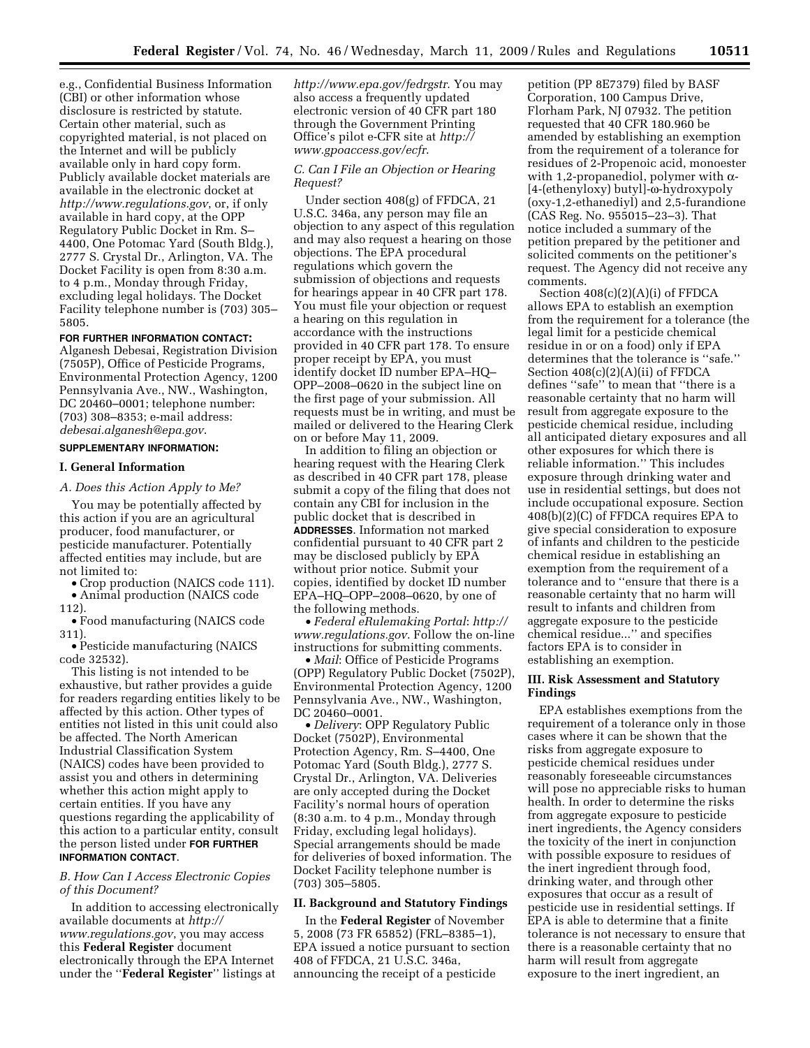e.g., Confidential Business Information (CBI) or other information whose disclosure is restricted by statute. Certain other material, such as copyrighted material, is not placed on the Internet and will be publicly available only in hard copy form. Publicly available docket materials are available in the electronic docket at *http://www.regulations.gov*, or, if only available in hard copy, at the OPP Regulatory Public Docket in Rm. S–4400, One Potomac Yard (South Bldg.), 2777 S. Crystal Dr., Arlington, VA. The Docket Facility is open from 8:30 a.m. to 4 p.m., Monday through Friday, excluding legal holidays. The Docket Facility telephone number is (703) 305–5805.

**FOR FURTHER INFORMATION CONTACT:** Alganesh Debesai, Registration Division (7505P), Office of Pesticide Programs, Environmental Protection Agency, 1200 Pennsylvania Ave., NW., Washington, DC 20460–0001; telephone number: (703) 308–8353; e-mail address: *debesai.alganesh@epa.gov*.

**SUPPLEMENTARY INFORMATION:**

## I. General Information

### A. Does this Action Apply to Me?

You may be potentially affected by this action if you are an agricultural producer, food manufacturer, or pesticide manufacturer. Potentially affected entities may include, but are not limited to:

- Crop production (NAICS code 111).
- Animal production (NAICS code 112).
- Food manufacturing (NAICS code 311).
- Pesticide manufacturing (NAICS code 32532).

This listing is not intended to be exhaustive, but rather provides a guide for readers regarding entities likely to be affected by this action. Other types of entities not listed in this unit could also be affected. The North American Industrial Classification System (NAICS) codes have been provided to assist you and others in determining whether this action might apply to certain entities. If you have any questions regarding the applicability of this action to a particular entity, consult the person listed under **FOR FURTHER INFORMATION CONTACT**.

### B. How Can I Access Electronic Copies of this Document?

In addition to accessing electronically available documents at *http://www.regulations.gov*, you may access this **Federal Register** document electronically through the EPA Internet under the ''**Federal Register**'' listings at *http://www.epa.gov/fedrgstr*. You may also access a frequently updated electronic version of 40 CFR part 180 through the Government Printing Office's pilot e-CFR site at *http://www.gpoaccess.gov/ecfr*.

### C. Can I File an Objection or Hearing Request?

Under section 408(g) of FFDCA, 21 U.S.C. 346a, any person may file an objection to any aspect of this regulation and may also request a hearing on those objections. The EPA procedural regulations which govern the submission of objections and requests for hearings appear in 40 CFR part 178. You must file your objection or request a hearing on this regulation in accordance with the instructions provided in 40 CFR part 178. To ensure proper receipt by EPA, you must identify docket ID number EPA–HQ–OPP–2008–0620 in the subject line on the first page of your submission. All requests must be in writing, and must be mailed or delivered to the Hearing Clerk on or before May 11, 2009.

In addition to filing an objection or hearing request with the Hearing Clerk as described in 40 CFR part 178, please submit a copy of the filing that does not contain any CBI for inclusion in the public docket that is described in **ADDRESSES**. Information not marked confidential pursuant to 40 CFR part 2 may be disclosed publicly by EPA without prior notice. Submit your copies, identified by docket ID number EPA–HQ–OPP–2008–0620, by one of the following methods.

- *Federal eRulemaking Portal*: *http://www.regulations.gov*. Follow the on-line instructions for submitting comments.
- *Mail*: Office of Pesticide Programs (OPP) Regulatory Public Docket (7502P), Environmental Protection Agency, 1200 Pennsylvania Ave., NW., Washington, DC 20460–0001.
- *Delivery*: OPP Regulatory Public Docket (7502P), Environmental Protection Agency, Rm. S–4400, One Potomac Yard (South Bldg.), 2777 S. Crystal Dr., Arlington, VA. Deliveries are only accepted during the Docket Facility's normal hours of operation (8:30 a.m. to 4 p.m., Monday through Friday, excluding legal holidays). Special arrangements should be made for deliveries of boxed information. The Docket Facility telephone number is (703) 305–5805.

## II. Background and Statutory Findings

In the **Federal Register** of November 5, 2008 (73 FR 65852) (FRL–8385–1), EPA issued a notice pursuant to section 408 of FFDCA, 21 U.S.C. 346a, announcing the receipt of a pesticide petition (PP 8E7379) filed by BASF Corporation, 100 Campus Drive, Florham Park, NJ 07932. The petition requested that 40 CFR 180.960 be amended by establishing an exemption from the requirement of a tolerance for residues of 2-Propenoic acid, monoester with 1,2-propanediol, polymer with α-[4-(ethenyloxy) butyl]-ω-hydroxypoly (oxy-1,2-ethanediyl) and 2,5-furandione (CAS Reg. No. 955015–23–3). That notice included a summary of the petition prepared by the petitioner and solicited comments on the petitioner's request. The Agency did not receive any comments.

Section 408(c)(2)(A)(i) of FFDCA allows EPA to establish an exemption from the requirement for a tolerance (the legal limit for a pesticide chemical residue in or on a food) only if EPA determines that the tolerance is ''safe.'' Section 408(c)(2)(A)(ii) of FFDCA defines ''safe'' to mean that ''there is a reasonable certainty that no harm will result from aggregate exposure to the pesticide chemical residue, including all anticipated dietary exposures and all other exposures for which there is reliable information.'' This includes exposure through drinking water and use in residential settings, but does not include occupational exposure. Section 408(b)(2)(C) of FFDCA requires EPA to give special consideration to exposure of infants and children to the pesticide chemical residue in establishing an exemption from the requirement of a tolerance and to ''ensure that there is a reasonable certainty that no harm will result to infants and children from aggregate exposure to the pesticide chemical residue...'' and specifies factors EPA is to consider in establishing an exemption.

## III. Risk Assessment and Statutory Findings

EPA establishes exemptions from the requirement of a tolerance only in those cases where it can be shown that the risks from aggregate exposure to pesticide chemical residues under reasonably foreseeable circumstances will pose no appreciable risks to human health. In order to determine the risks from aggregate exposure to pesticide inert ingredients, the Agency considers the toxicity of the inert in conjunction with possible exposure to residues of the inert ingredient through food, drinking water, and through other exposures that occur as a result of pesticide use in residential settings. If EPA is able to determine that a finite tolerance is not necessary to ensure that there is a reasonable certainty that no harm will result from aggregate exposure to the inert ingredient, an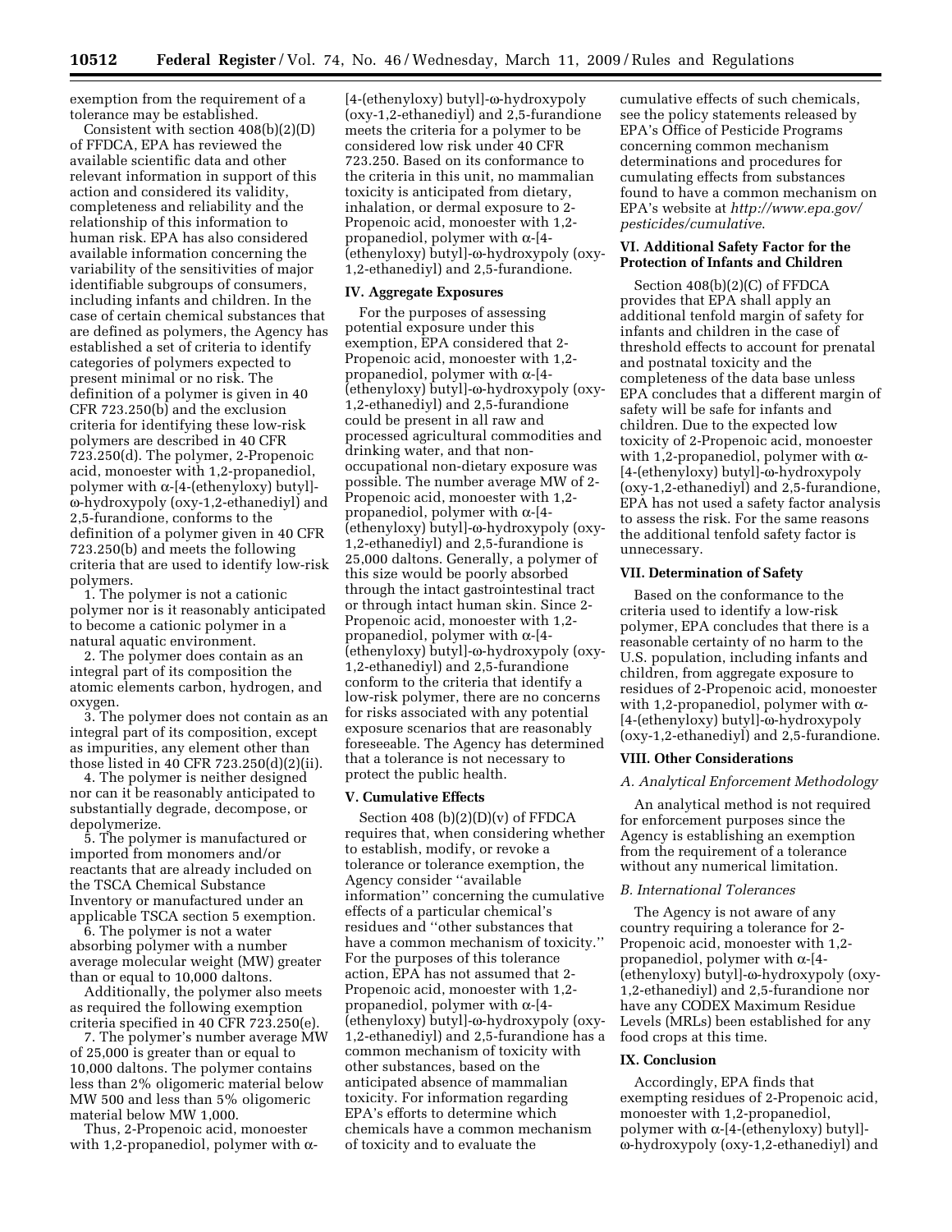exemption from the requirement of a tolerance may be established.

Consistent with section 408(b)(2)(D) of FFDCA, EPA has reviewed the available scientific data and other relevant information in support of this action and considered its validity, completeness and reliability and the relationship of this information to human risk. EPA has also considered available information concerning the variability of the sensitivities of major identifiable subgroups of consumers, including infants and children. In the case of certain chemical substances that are defined as polymers, the Agency has established a set of criteria to identify categories of polymers expected to present minimal or no risk. The definition of a polymer is given in 40 CFR 723.250(b) and the exclusion criteria for identifying these low-risk polymers are described in 40 CFR 723.250(d). The polymer, 2-Propenoic acid, monoester with 1,2-propanediol, polymer with α-[4-(ethenyloxy) butyl]-ω-hydroxypoly (oxy-1,2-ethanediyl) and 2,5-furandione, conforms to the definition of a polymer given in 40 CFR 723.250(b) and meets the following criteria that are used to identify low-risk polymers.

1. The polymer is not a cationic polymer nor is it reasonably anticipated to become a cationic polymer in a natural aquatic environment.

2. The polymer does contain as an integral part of its composition the atomic elements carbon, hydrogen, and oxygen.

3. The polymer does not contain as an integral part of its composition, except as impurities, any element other than those listed in 40 CFR 723.250(d)(2)(ii).

4. The polymer is neither designed nor can it be reasonably anticipated to substantially degrade, decompose, or depolymerize.

5. The polymer is manufactured or imported from monomers and/or reactants that are already included on the TSCA Chemical Substance Inventory or manufactured under an applicable TSCA section 5 exemption.

6. The polymer is not a water absorbing polymer with a number average molecular weight (MW) greater than or equal to 10,000 daltons.

Additionally, the polymer also meets as required the following exemption criteria specified in 40 CFR 723.250(e).

7. The polymer's number average MW of 25,000 is greater than or equal to 10,000 daltons. The polymer contains less than 2% oligomeric material below MW 500 and less than 5% oligomeric material below MW 1,000.

Thus, 2-Propenoic acid, monoester with 1,2-propanediol, polymer with α-[4-(ethenyloxy) butyl]-ω-hydroxypoly (oxy-1,2-ethanediyl) and 2,5-furandione meets the criteria for a polymer to be considered low risk under 40 CFR 723.250. Based on its conformance to the criteria in this unit, no mammalian toxicity is anticipated from dietary, inhalation, or dermal exposure to 2-Propenoic acid, monoester with 1,2-propanediol, polymer with α-[4-(ethenyloxy) butyl]-ω-hydroxypoly (oxy-1,2-ethanediyl) and 2,5-furandione.

## IV. Aggregate Exposures

For the purposes of assessing potential exposure under this exemption, EPA considered that 2-Propenoic acid, monoester with 1,2-propanediol, polymer with α-[4-(ethenyloxy) butyl]-ω-hydroxypoly (oxy-1,2-ethanediyl) and 2,5-furandione could be present in all raw and processed agricultural commodities and drinking water, and that non-occupational non-dietary exposure was possible. The number average MW of 2-Propenoic acid, monoester with 1,2-propanediol, polymer with α-[4-(ethenyloxy) butyl]-ω-hydroxypoly (oxy-1,2-ethanediyl) and 2,5-furandione is 25,000 daltons. Generally, a polymer of this size would be poorly absorbed through the intact gastrointestinal tract or through intact human skin. Since 2-Propenoic acid, monoester with 1,2-propanediol, polymer with α-[4-(ethenyloxy) butyl]-ω-hydroxypoly (oxy-1,2-ethanediyl) and 2,5-furandione conform to the criteria that identify a low-risk polymer, there are no concerns for risks associated with any potential exposure scenarios that are reasonably foreseeable. The Agency has determined that a tolerance is not necessary to protect the public health.

## V. Cumulative Effects

Section 408 (b)(2)(D)(v) of FFDCA requires that, when considering whether to establish, modify, or revoke a tolerance or tolerance exemption, the Agency consider "available information" concerning the cumulative effects of a particular chemical's residues and "other substances that have a common mechanism of toxicity." For the purposes of this tolerance action, EPA has not assumed that 2-Propenoic acid, monoester with 1,2-propanediol, polymer with α-[4-(ethenyloxy) butyl]-ω-hydroxypoly (oxy-1,2-ethanediyl) and 2,5-furandione has a common mechanism of toxicity with other substances, based on the anticipated absence of mammalian toxicity. For information regarding EPA's efforts to determine which chemicals have a common mechanism of toxicity and to evaluate the cumulative effects of such chemicals, see the policy statements released by EPA's Office of Pesticide Programs concerning common mechanism determinations and procedures for cumulating effects from substances found to have a common mechanism on EPA's website at *http://www.epa.gov/pesticides/cumulative*.

## VI. Additional Safety Factor for the Protection of Infants and Children

Section 408(b)(2)(C) of FFDCA provides that EPA shall apply an additional tenfold margin of safety for infants and children in the case of threshold effects to account for prenatal and postnatal toxicity and the completeness of the data base unless EPA concludes that a different margin of safety will be safe for infants and children. Due to the expected low toxicity of 2-Propenoic acid, monoester with 1,2-propanediol, polymer with α-[4-(ethenyloxy) butyl]-ω-hydroxypoly (oxy-1,2-ethanediyl) and 2,5-furandione, EPA has not used a safety factor analysis to assess the risk. For the same reasons the additional tenfold safety factor is unnecessary.

## VII. Determination of Safety

Based on the conformance to the criteria used to identify a low-risk polymer, EPA concludes that there is a reasonable certainty of no harm to the U.S. population, including infants and children, from aggregate exposure to residues of 2-Propenoic acid, monoester with 1,2-propanediol, polymer with α-[4-(ethenyloxy) butyl]-ω-hydroxypoly (oxy-1,2-ethanediyl) and 2,5-furandione.

## VIII. Other Considerations

### *A. Analytical Enforcement Methodology*

An analytical method is not required for enforcement purposes since the Agency is establishing an exemption from the requirement of a tolerance without any numerical limitation.

### *B. International Tolerances*

The Agency is not aware of any country requiring a tolerance for 2-Propenoic acid, monoester with 1,2-propanediol, polymer with α-[4-(ethenyloxy) butyl]-ω-hydroxypoly (oxy-1,2-ethanediyl) and 2,5-furandione nor have any CODEX Maximum Residue Levels (MRLs) been established for any food crops at this time.

## IX. Conclusion

Accordingly, EPA finds that exempting residues of 2-Propenoic acid, monoester with 1,2-propanediol, polymer with α-[4-(ethenyloxy) butyl]-ω-hydroxypoly (oxy-1,2-ethanediyl) and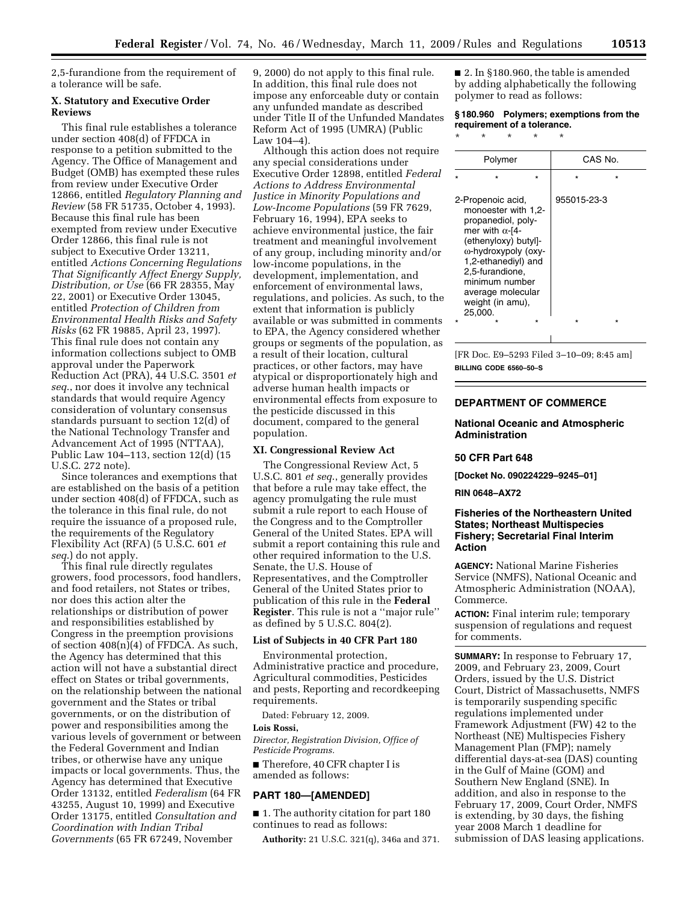2,5-furandione from the requirement of a tolerance will be safe.

### X. Statutory and Executive Order Reviews

This final rule establishes a tolerance under section 408(d) of FFDCA in response to a petition submitted to the Agency. The Office of Management and Budget (OMB) has exempted these rules from review under Executive Order 12866, entitled *Regulatory Planning and Review* (58 FR 51735, October 4, 1993). Because this final rule has been exempted from review under Executive Order 12866, this final rule is not subject to Executive Order 13211, entitled *Actions Concerning Regulations That Significantly Affect Energy Supply, Distribution, or Use* (66 FR 28355, May 22, 2001) or Executive Order 13045, entitled *Protection of Children from Environmental Health Risks and Safety Risks* (62 FR 19885, April 23, 1997). This final rule does not contain any information collections subject to OMB approval under the Paperwork Reduction Act (PRA), 44 U.S.C. 3501 *et seq.*, nor does it involve any technical standards that would require Agency consideration of voluntary consensus standards pursuant to section 12(d) of the National Technology Transfer and Advancement Act of 1995 (NTTAA), Public Law 104–113, section 12(d) (15 U.S.C. 272 note).

Since tolerances and exemptions that are established on the basis of a petition under section 408(d) of FFDCA, such as the tolerance in this final rule, do not require the issuance of a proposed rule, the requirements of the Regulatory Flexibility Act (RFA) (5 U.S.C. 601 *et seq.*) do not apply.

This final rule directly regulates growers, food processors, food handlers, and food retailers, not States or tribes, nor does this action alter the relationships or distribution of power and responsibilities established by Congress in the preemption provisions of section 408(n)(4) of FFDCA. As such, the Agency has determined that this action will not have a substantial direct effect on States or tribal governments, on the relationship between the national government and the States or tribal governments, or on the distribution of power and responsibilities among the various levels of government or between the Federal Government and Indian tribes, or otherwise have any unique impacts or local governments. Thus, the Agency has determined that Executive Order 13132, entitled *Federalism* (64 FR 43255, August 10, 1999) and Executive Order 13175, entitled *Consultation and Coordination with Indian Tribal Governments* (65 FR 67249, November 9, 2000) do not apply to this final rule. In addition, this final rule does not impose any enforceable duty or contain any unfunded mandate as described under Title II of the Unfunded Mandates Reform Act of 1995 (UMRA) (Public Law 104–4).

Although this action does not require any special considerations under Executive Order 12898, entitled *Federal Actions to Address Environmental Justice in Minority Populations and Low-Income Populations* (59 FR 7629, February 16, 1994), EPA seeks to achieve environmental justice, the fair treatment and meaningful involvement of any group, including minority and/or low-income populations, in the development, implementation, and enforcement of environmental laws, regulations, and policies. As such, to the extent that information is publicly available or was submitted in comments to EPA, the Agency considered whether groups or segments of the population, as a result of their location, cultural practices, or other factors, may have atypical or disproportionately high and adverse human health impacts or environmental effects from exposure to the pesticide discussed in this document, compared to the general population.

### XI. Congressional Review Act

The Congressional Review Act, 5 U.S.C. 801 *et seq.*, generally provides that before a rule may take effect, the agency promulgating the rule must submit a rule report to each House of the Congress and to the Comptroller General of the United States. EPA will submit a report containing this rule and other required information to the U.S. Senate, the U.S. House of Representatives, and the Comptroller General of the United States prior to publication of this rule in the **Federal Register**. This rule is not a ''major rule'' as defined by 5 U.S.C. 804(2).

#### List of Subjects in 40 CFR Part 180

Environmental protection, Administrative practice and procedure, Agricultural commodities, Pesticides and pests, Reporting and recordkeeping requirements.

Dated: February 12, 2009.

**Lois Rossi,**

*Director, Registration Division, Office of Pesticide Programs.*

■ Therefore, 40 CFR chapter I is amended as follows:

## PART 180—[AMENDED]

■ 1. The authority citation for part 180 continues to read as follows:

**Authority:** 21 U.S.C. 321(q), 346a and 371.

■ 2. In §180.960, the table is amended by adding alphabetically the following polymer to read as follows:

**§ 180.960 Polymers; exemptions from the requirement of a tolerance.**

\* \* \* \* \*

| Polymer | CAS No. |
|---|---|
| \* \* \* | \* \* |
| 2-Propenoic acid, monoester with 1,2-propanediol, polymer with α-[4-(ethenyloxy) butyl]-ω-hydroxypoly (oxy-1,2-ethanediyl) and 2,5-furandione, minimum number average molecular weight (in amu), 25,000. | 955015-23-3 |
| \* \* \* | \* \* |

[FR Doc. E9–5293 Filed 3–10–09; 8:45 am]

**BILLING CODE 6560–50–S**

## DEPARTMENT OF COMMERCE

### National Oceanic and Atmospheric Administration

### 50 CFR Part 648

**[Docket No. 090224229–9245–01]**

**RIN 0648–AX72**

### Fisheries of the Northeastern United States; Northeast Multispecies Fishery; Secretarial Final Interim Action

**AGENCY:** National Marine Fisheries Service (NMFS), National Oceanic and Atmospheric Administration (NOAA), Commerce.

**ACTION:** Final interim rule; temporary suspension of regulations and request for comments.

**SUMMARY:** In response to February 17, 2009, and February 23, 2009, Court Orders, issued by the U.S. District Court, District of Massachusetts, NMFS is temporarily suspending specific regulations implemented under Framework Adjustment (FW) 42 to the Northeast (NE) Multispecies Fishery Management Plan (FMP); namely differential days-at-sea (DAS) counting in the Gulf of Maine (GOM) and Southern New England (SNE). In addition, and also in response to the February 17, 2009, Court Order, NMFS is extending, by 30 days, the fishing year 2008 March 1 deadline for submission of DAS leasing applications.